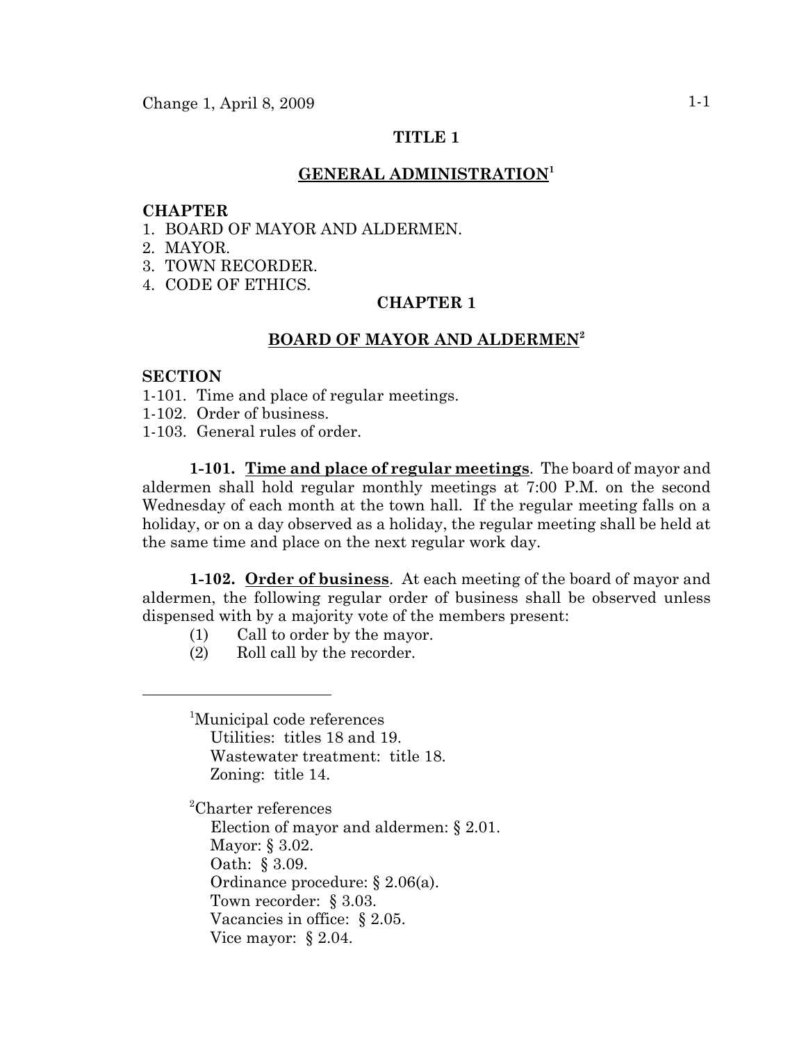Change 1, April 8, 2009

# TITLE 1

## GENERAL ADMINISTRATION[1]

**CHAPTER**

1. BOARD OF MAYOR AND ALDERMEN.
2. MAYOR.
3. TOWN RECORDER.
4. CODE OF ETHICS.

## CHAPTER 1

## BOARD OF MAYOR AND ALDERMEN[2]

**SECTION**

1-101. Time and place of regular meetings.
1-102. Order of business.
1-103. General rules of order.

**1-101. Time and place of regular meetings**. The board of mayor and aldermen shall hold regular monthly meetings at 7:00 P.M. on the second Wednesday of each month at the town hall. If the regular meeting falls on a holiday, or on a day observed as a holiday, the regular meeting shall be held at the same time and place on the next regular work day.

**1-102. Order of business**. At each meeting of the board of mayor and aldermen, the following regular order of business shall be observed unless dispensed with by a majority vote of the members present:

(1) Call to order by the mayor.
(2) Roll call by the recorder.

---

[1]Municipal code references
Utilities: titles 18 and 19.
Wastewater treatment: title 18.
Zoning: title 14.

[2]Charter references
Election of mayor and aldermen: § 2.01.
Mayor: § 3.02.
Oath: § 3.09.
Ordinance procedure: § 2.06(a).
Town recorder: § 3.03.
Vacancies in office: § 2.05.
Vice mayor: § 2.04.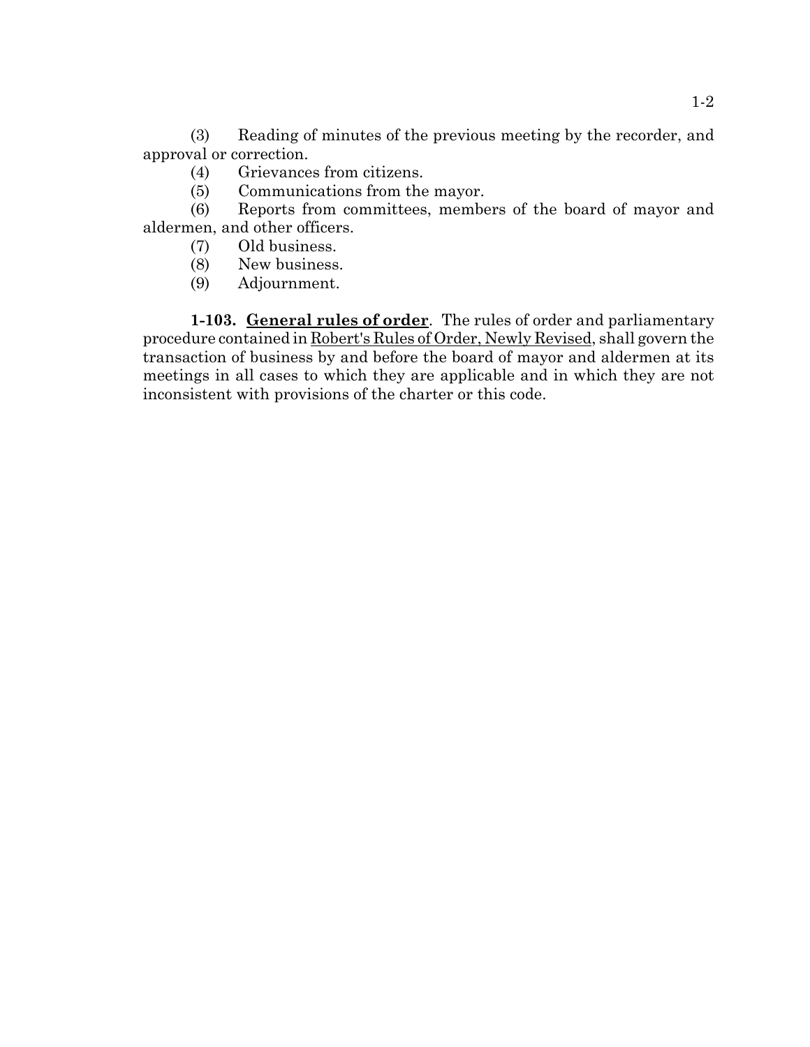(3) Reading of minutes of the previous meeting by the recorder, and approval or correction.

(4) Grievances from citizens.

(5) Communications from the mayor.

(6) Reports from committees, members of the board of mayor and aldermen, and other officers.

(7) Old business.

(8) New business.

(9) Adjournment.

**1-103. General rules of order**. The rules of order and parliamentary procedure contained in Robert's Rules of Order, Newly Revised, shall govern the transaction of business by and before the board of mayor and aldermen at its meetings in all cases to which they are applicable and in which they are not inconsistent with provisions of the charter or this code.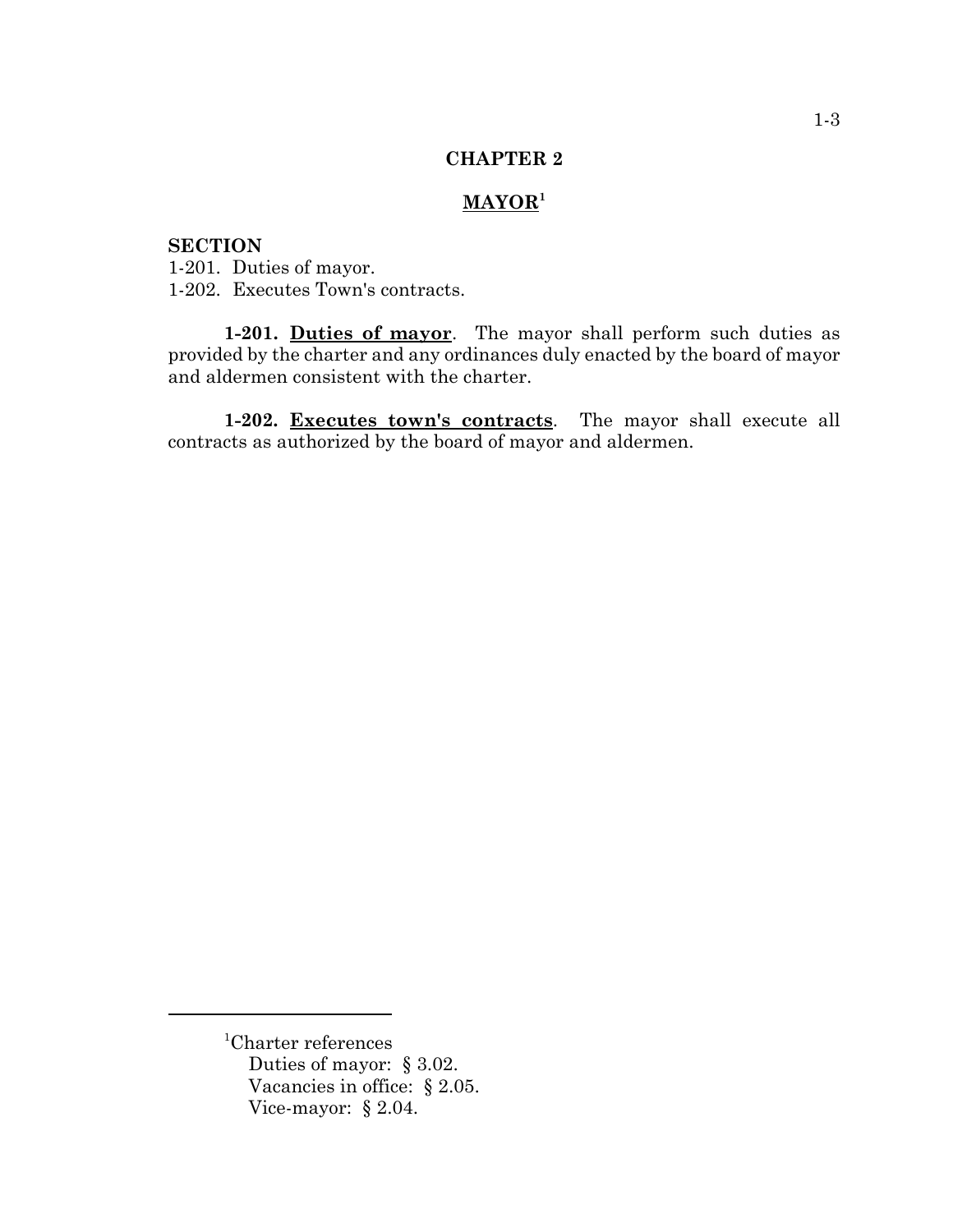# CHAPTER 2

## MAYOR[1]

**SECTION**

1-201. Duties of mayor.
1-202. Executes Town's contracts.

**1-201. Duties of mayor**. The mayor shall perform such duties as provided by the charter and any ordinances duly enacted by the board of mayor and aldermen consistent with the charter.

**1-202. Executes town's contracts**. The mayor shall execute all contracts as authorized by the board of mayor and aldermen.

---

[1]Charter references
Duties of mayor: § 3.02.
Vacancies in office: § 2.05.
Vice-mayor: § 2.04.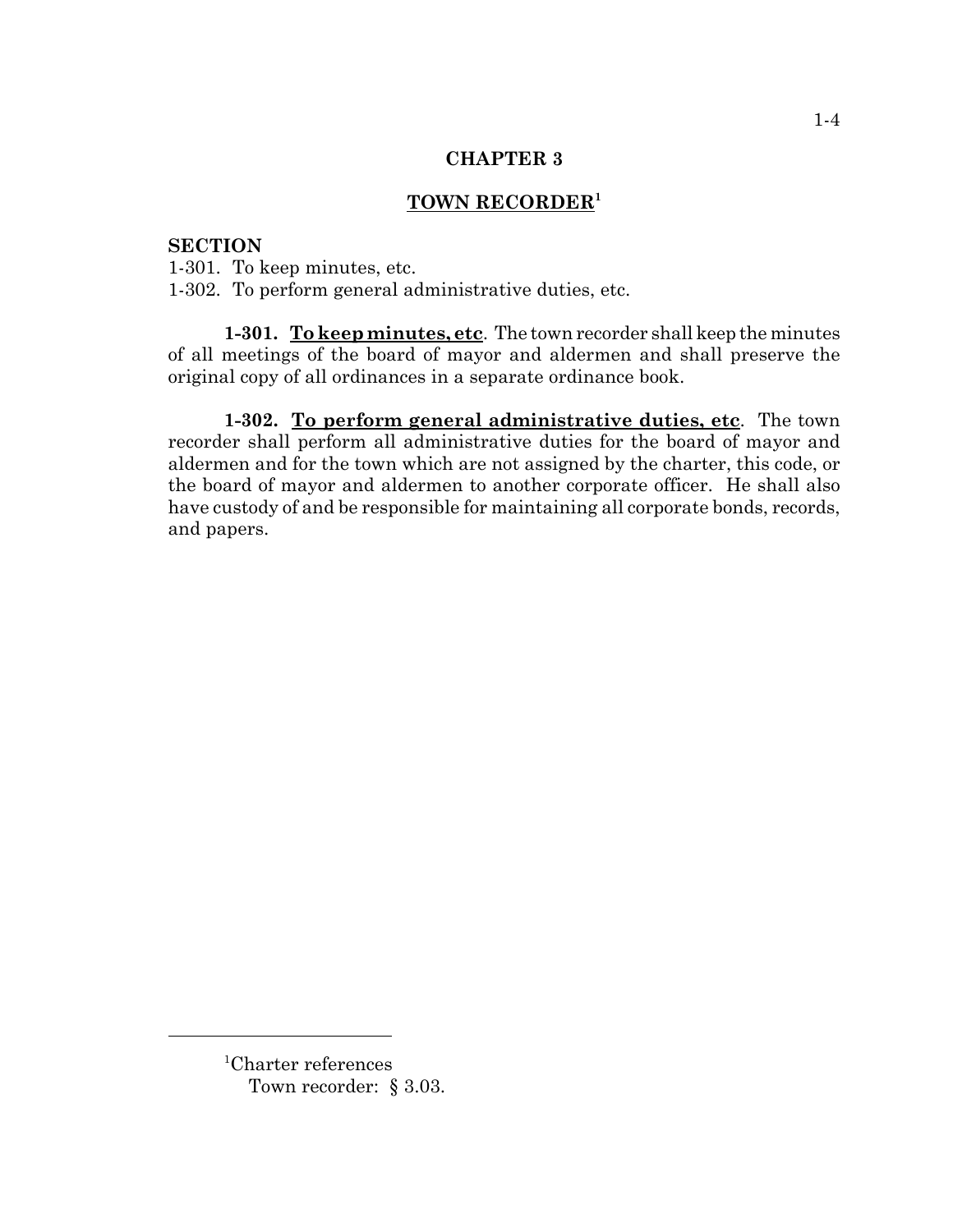# CHAPTER 3

## TOWN RECORDER[1]

**SECTION**

1-301. To keep minutes, etc.
1-302. To perform general administrative duties, etc.

**1-301. To keep minutes, etc**. The town recorder shall keep the minutes of all meetings of the board of mayor and aldermen and shall preserve the original copy of all ordinances in a separate ordinance book.

**1-302. To perform general administrative duties, etc**. The town recorder shall perform all administrative duties for the board of mayor and aldermen and for the town which are not assigned by the charter, this code, or the board of mayor and aldermen to another corporate officer. He shall also have custody of and be responsible for maintaining all corporate bonds, records, and papers.

---

[1]Charter references
Town recorder: § 3.03.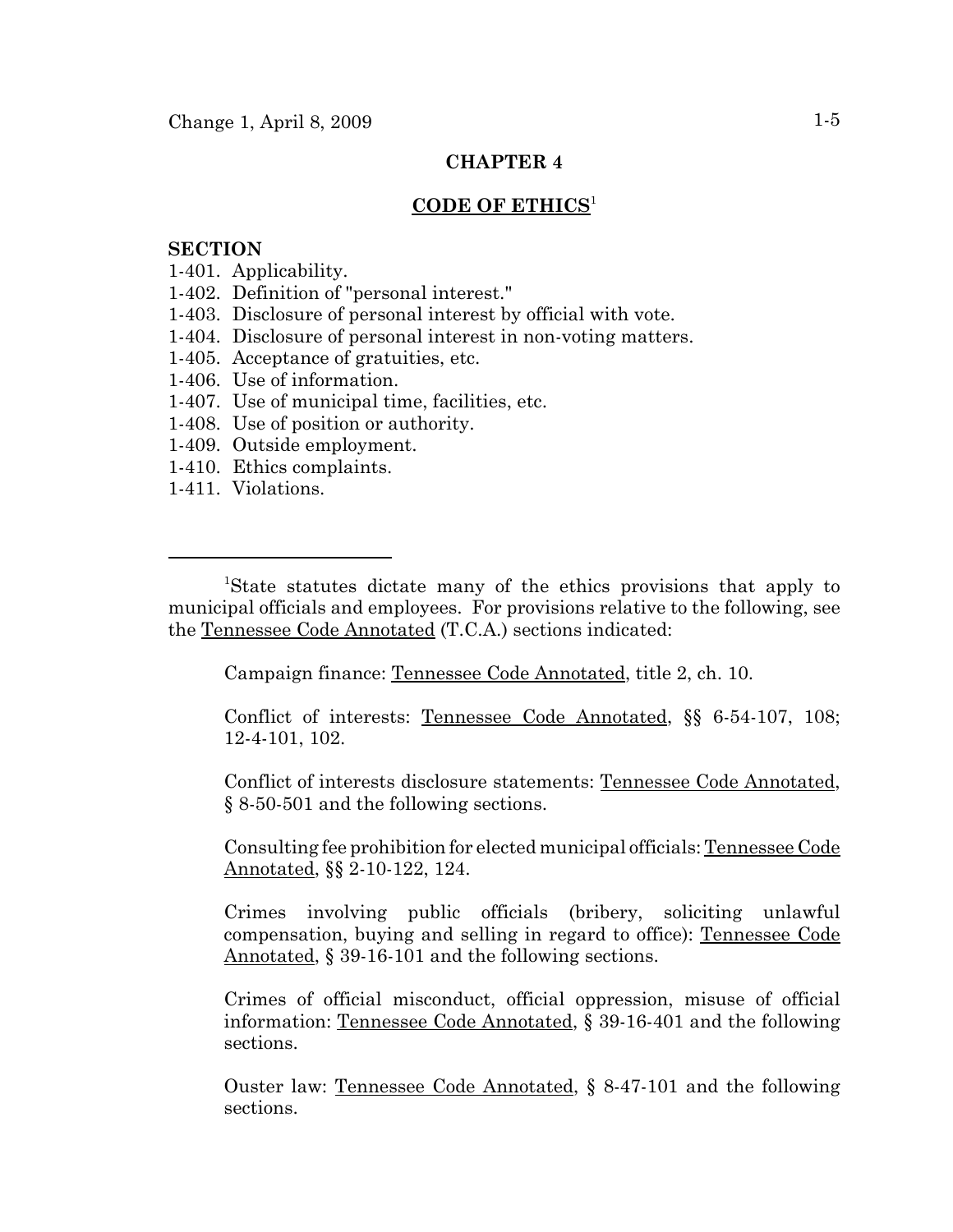# CHAPTER 4

## CODE OF ETHICS[1]

**SECTION**

1-401. Applicability.
1-402. Definition of "personal interest."
1-403. Disclosure of personal interest by official with vote.
1-404. Disclosure of personal interest in non-voting matters.
1-405. Acceptance of gratuities, etc.
1-406. Use of information.
1-407. Use of municipal time, facilities, etc.
1-408. Use of position or authority.
1-409. Outside employment.
1-410. Ethics complaints.
1-411. Violations.

---

[1]State statutes dictate many of the ethics provisions that apply to municipal officials and employees. For provisions relative to the following, see the Tennessee Code Annotated (T.C.A.) sections indicated:

Campaign finance: Tennessee Code Annotated, title 2, ch. 10.

Conflict of interests: Tennessee Code Annotated, §§ 6-54-107, 108; 12-4-101, 102.

Conflict of interests disclosure statements: Tennessee Code Annotated, § 8-50-501 and the following sections.

Consulting fee prohibition for elected municipal officials: Tennessee Code Annotated, §§ 2-10-122, 124.

Crimes involving public officials (bribery, soliciting unlawful compensation, buying and selling in regard to office): Tennessee Code Annotated, § 39-16-101 and the following sections.

Crimes of official misconduct, official oppression, misuse of official information: Tennessee Code Annotated, § 39-16-401 and the following sections.

Ouster law: Tennessee Code Annotated, § 8-47-101 and the following sections.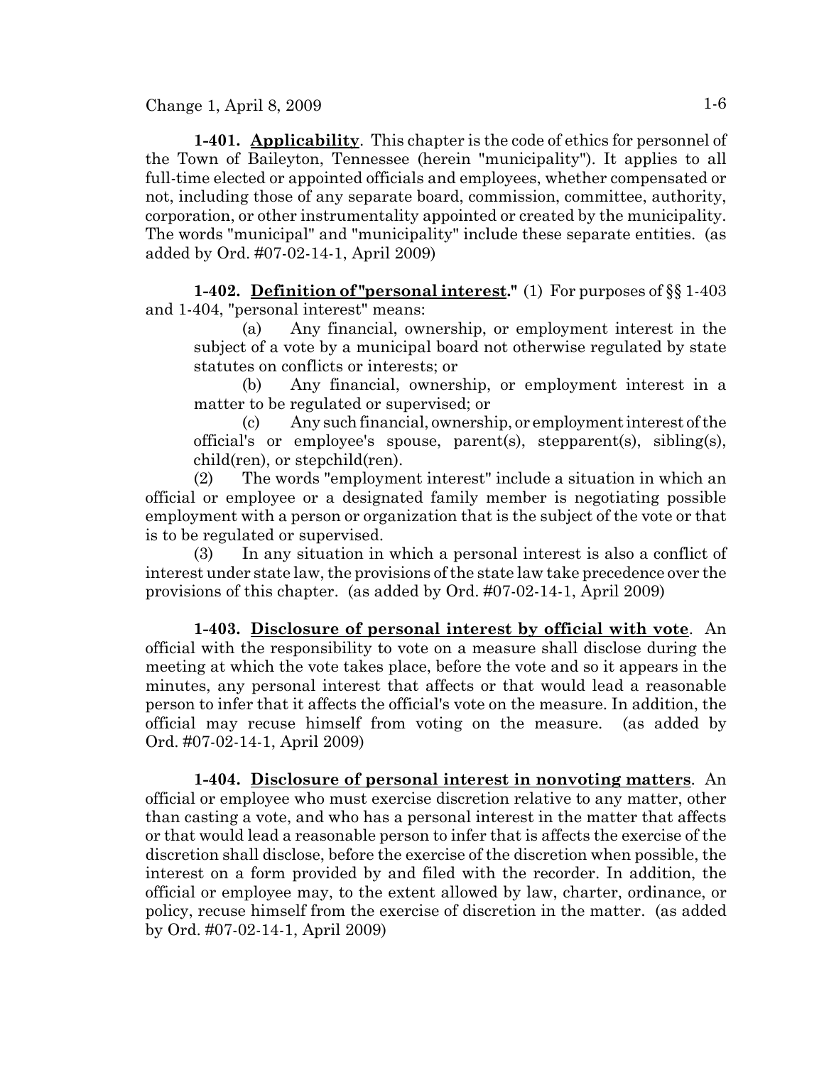**1-401. Applicability**. This chapter is the code of ethics for personnel of the Town of Baileyton, Tennessee (herein "municipality"). It applies to all full-time elected or appointed officials and employees, whether compensated or not, including those of any separate board, commission, committee, authority, corporation, or other instrumentality appointed or created by the municipality. The words "municipal" and "municipality" include these separate entities. (as added by Ord. #07-02-14-1, April 2009)

**1-402. Definition of "personal interest."** (1) For purposes of §§ 1-403 and 1-404, "personal interest" means:

(a) Any financial, ownership, or employment interest in the subject of a vote by a municipal board not otherwise regulated by state statutes on conflicts or interests; or

(b) Any financial, ownership, or employment interest in a matter to be regulated or supervised; or

(c) Any such financial, ownership, or employment interest of the official's or employee's spouse, parent(s), stepparent(s), sibling(s), child(ren), or stepchild(ren).

(2) The words "employment interest" include a situation in which an official or employee or a designated family member is negotiating possible employment with a person or organization that is the subject of the vote or that is to be regulated or supervised.

(3) In any situation in which a personal interest is also a conflict of interest under state law, the provisions of the state law take precedence over the provisions of this chapter. (as added by Ord. #07-02-14-1, April 2009)

**1-403. Disclosure of personal interest by official with vote**. An official with the responsibility to vote on a measure shall disclose during the meeting at which the vote takes place, before the vote and so it appears in the minutes, any personal interest that affects or that would lead a reasonable person to infer that it affects the official's vote on the measure. In addition, the official may recuse himself from voting on the measure. (as added by Ord. #07-02-14-1, April 2009)

**1-404. Disclosure of personal interest in nonvoting matters**. An official or employee who must exercise discretion relative to any matter, other than casting a vote, and who has a personal interest in the matter that affects or that would lead a reasonable person to infer that is affects the exercise of the discretion shall disclose, before the exercise of the discretion when possible, the interest on a form provided by and filed with the recorder. In addition, the official or employee may, to the extent allowed by law, charter, ordinance, or policy, recuse himself from the exercise of discretion in the matter. (as added by Ord. #07-02-14-1, April 2009)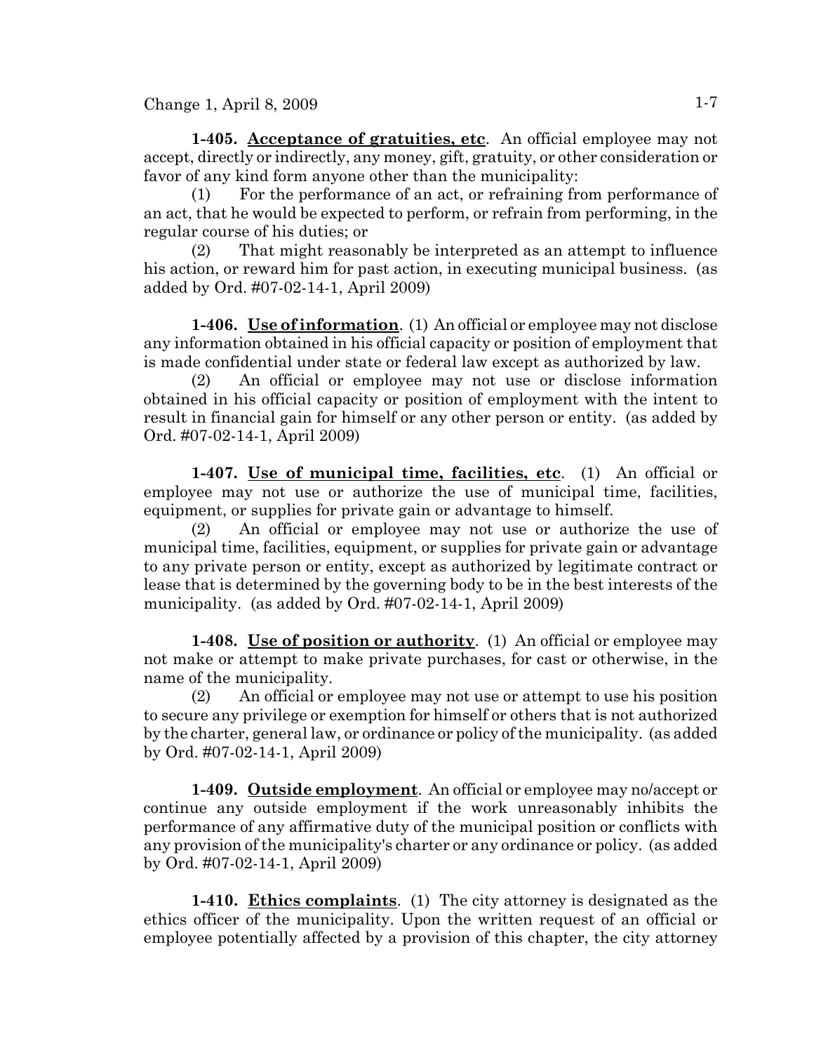**1-405. <u>Acceptance of gratuities, etc</u>.** An official employee may not accept, directly or indirectly, any money, gift, gratuity, or other consideration or favor of any kind form anyone other than the municipality:

(1) For the performance of an act, or refraining from performance of an act, that he would be expected to perform, or refrain from performing, in the regular course of his duties; or

(2) That might reasonably be interpreted as an attempt to influence his action, or reward him for past action, in executing municipal business. (as added by Ord. #07-02-14-1, April 2009)

**1-406. <u>Use of information</u>.** (1) An official or employee may not disclose any information obtained in his official capacity or position of employment that is made confidential under state or federal law except as authorized by law.

(2) An official or employee may not use or disclose information obtained in his official capacity or position of employment with the intent to result in financial gain for himself or any other person or entity. (as added by Ord. #07-02-14-1, April 2009)

**1-407. <u>Use of municipal time, facilities, etc</u>.** (1) An official or employee may not use or authorize the use of municipal time, facilities, equipment, or supplies for private gain or advantage to himself.

(2) An official or employee may not use or authorize the use of municipal time, facilities, equipment, or supplies for private gain or advantage to any private person or entity, except as authorized by legitimate contract or lease that is determined by the governing body to be in the best interests of the municipality. (as added by Ord. #07-02-14-1, April 2009)

**1-408. <u>Use of position or authority</u>.** (1) An official or employee may not make or attempt to make private purchases, for cast or otherwise, in the name of the municipality.

(2) An official or employee may not use or attempt to use his position to secure any privilege or exemption for himself or others that is not authorized by the charter, general law, or ordinance or policy of the municipality. (as added by Ord. #07-02-14-1, April 2009)

**1-409. <u>Outside employment</u>.** An official or employee may no/accept or continue any outside employment if the work unreasonably inhibits the performance of any affirmative duty of the municipal position or conflicts with any provision of the municipality's charter or any ordinance or policy. (as added by Ord. #07-02-14-1, April 2009)

**1-410. <u>Ethics complaints</u>.** (1) The city attorney is designated as the ethics officer of the municipality. Upon the written request of an official or employee potentially affected by a provision of this chapter, the city attorney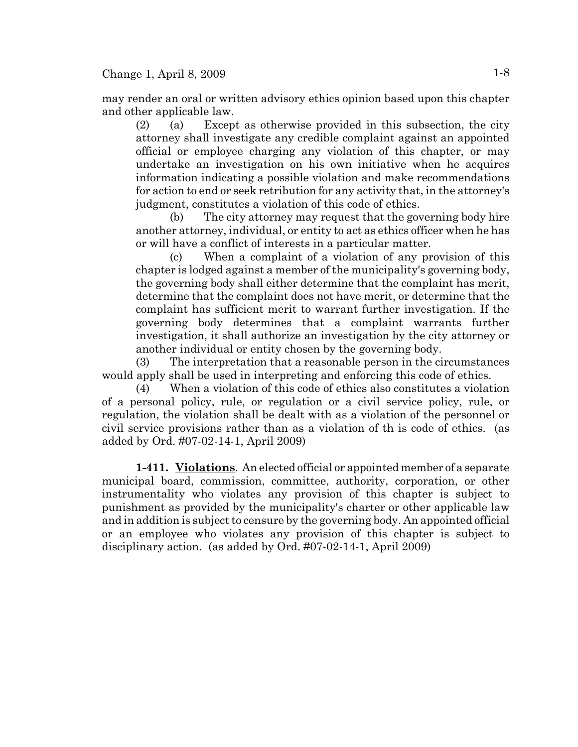may render an oral or written advisory ethics opinion based upon this chapter and other applicable law.

(2) (a) Except as otherwise provided in this subsection, the city attorney shall investigate any credible complaint against an appointed official or employee charging any violation of this chapter, or may undertake an investigation on his own initiative when he acquires information indicating a possible violation and make recommendations for action to end or seek retribution for any activity that, in the attorney's judgment, constitutes a violation of this code of ethics.

(b) The city attorney may request that the governing body hire another attorney, individual, or entity to act as ethics officer when he has or will have a conflict of interests in a particular matter.

(c) When a complaint of a violation of any provision of this chapter is lodged against a member of the municipality's governing body, the governing body shall either determine that the complaint has merit, determine that the complaint does not have merit, or determine that the complaint has sufficient merit to warrant further investigation. If the governing body determines that a complaint warrants further investigation, it shall authorize an investigation by the city attorney or another individual or entity chosen by the governing body.

(3) The interpretation that a reasonable person in the circumstances would apply shall be used in interpreting and enforcing this code of ethics.

(4) When a violation of this code of ethics also constitutes a violation of a personal policy, rule, or regulation or a civil service policy, rule, or regulation, the violation shall be dealt with as a violation of the personnel or civil service provisions rather than as a violation of th is code of ethics. (as added by Ord. #07-02-14-1, April 2009)

**1-411. Violations**. An elected official or appointed member of a separate municipal board, commission, committee, authority, corporation, or other instrumentality who violates any provision of this chapter is subject to punishment as provided by the municipality's charter or other applicable law and in addition is subject to censure by the governing body. An appointed official or an employee who violates any provision of this chapter is subject to disciplinary action. (as added by Ord. #07-02-14-1, April 2009)